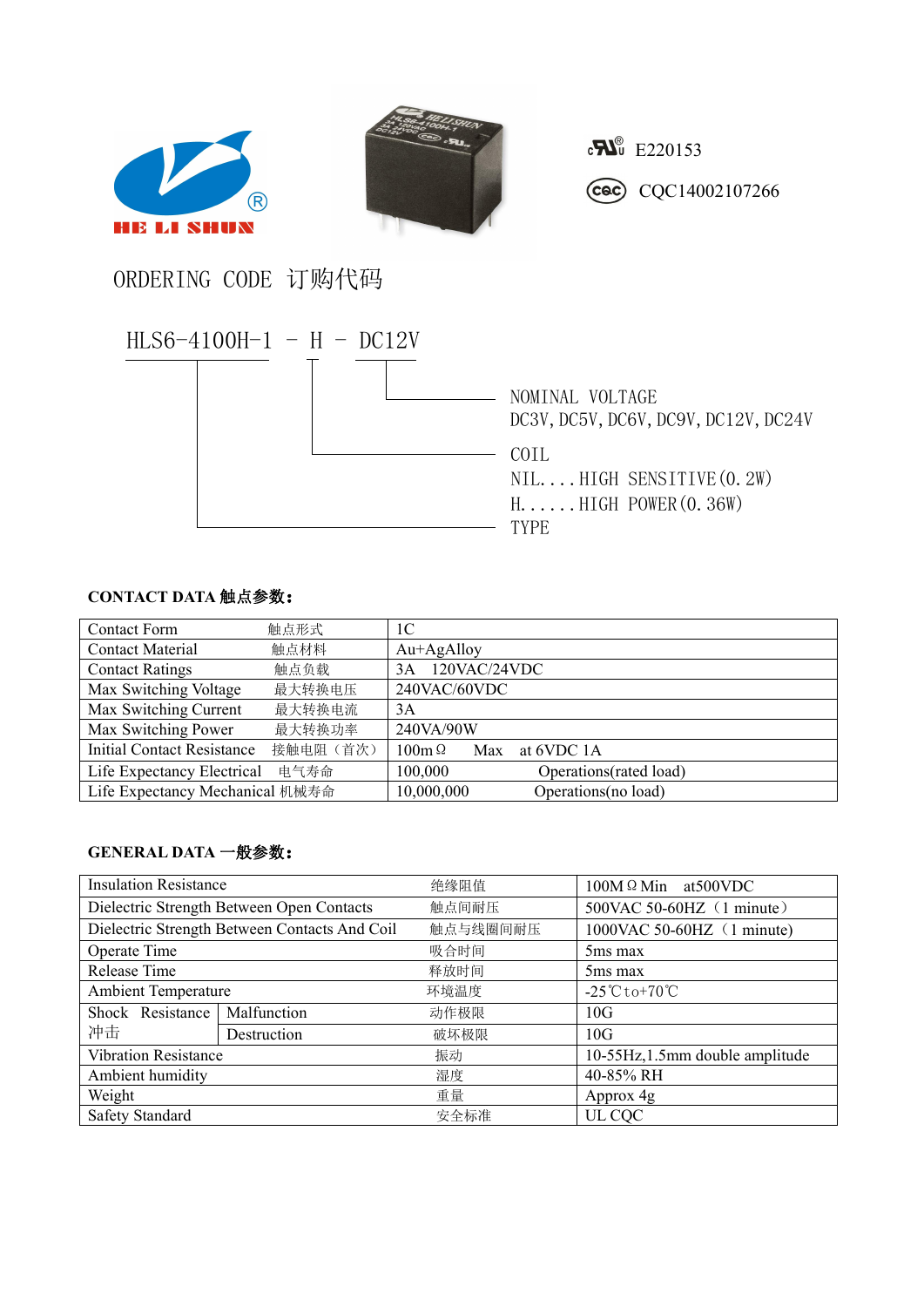HE LI SHUN

E220153

CQC14002107266

# ORDERING CODE 订购代码

HLS6-4100H-1 - H - DC12V

NOMINAL VOLTAGE
DC3V, DC5V, DC6V, DC9V, DC12V, DC24V

COIL
NIL....HIGH SENSITIVE(0.2W)
H......HIGH POWER(0.36W)

TYPE

## CONTACT DATA 触点参数：

| Contact Form | 触点形式 | 1C |
|---|---|---|
| Contact Material | 触点材料 | Au+AgAlloy |
| Contact Ratings | 触点负载 | 3A 120VAC/24VDC |
| Max Switching Voltage | 最大转换电压 | 240VAC/60VDC |
| Max Switching Current | 最大转换电流 | 3A |
| Max Switching Power | 最大转换功率 | 240VA/90W |
| Initial Contact Resistance | 接触电阻（首次） | 100mΩ Max at 6VDC 1A |
| Life Expectancy Electrical | 电气寿命 | 100,000 Operations(rated load) |
| Life Expectancy Mechanical | 机械寿命 | 10,000,000 Operations(no load) |

## GENERAL DATA 一般参数：

| Insulation Resistance | | 绝缘阻值 | 100MΩ Min at500VDC |
|---|---|---|---|
| Dielectric Strength Between Open Contacts | | 触点间耐压 | 500VAC 50-60HZ（1 minute） |
| Dielectric Strength Between Contacts And Coil | | 触点与线圈间耐压 | 1000VAC 50-60HZ（1 minute) |
| Operate Time | | 吸合时间 | 5ms max |
| Release Time | | 释放时间 | 5ms max |
| Ambient Temperature | | 环境温度 | -25℃to+70℃ |
| Shock Resistance 冲击 | Malfunction | 动作极限 | 10G |
| | Destruction | 破坏极限 | 10G |
| Vibration Resistance | | 振动 | 10-55Hz,1.5mm double amplitude |
| Ambient humidity | | 湿度 | 40-85% RH |
| Weight | | 重量 | Approx 4g |
| Safety Standard | | 安全标准 | UL CQC |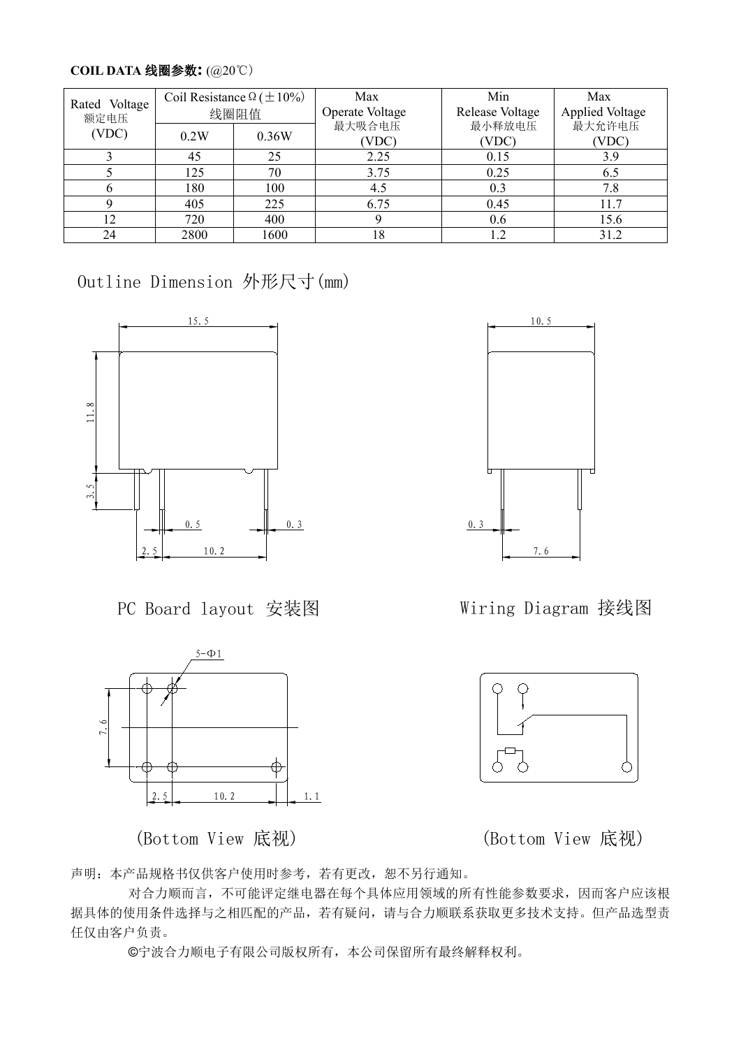**COIL DATA 线圈参数:** (@20℃)

| Rated Voltage 额定电压 (VDC) | Coil Resistance Ω (±10%) 线圈阻值 | | Max Operate Voltage 最大吸合电压 (VDC) | Min Release Voltage 最小释放电压 (VDC) | Max Applied Voltage 最大允许电压 (VDC) |
|---|---|---|---|---|---|
| | 0.2W | 0.36W | | | |
| 3 | 45 | 25 | 2.25 | 0.15 | 3.9 |
| 5 | 125 | 70 | 3.75 | 0.25 | 6.5 |
| 6 | 180 | 100 | 4.5 | 0.3 | 7.8 |
| 9 | 405 | 225 | 6.75 | 0.45 | 11.7 |
| 12 | 720 | 400 | 9 | 0.6 | 15.6 |
| 24 | 2800 | 1600 | 18 | 1.2 | 31.2 |

## Outline Dimension 外形尺寸(mm)

15.5
11.8
3.5
0.5
0.3
2.5
10.2

10.5
0.3
7.6

PC Board layout 安装图

Wiring Diagram 接线图

5-Φ1
7.6
2.5
10.2
1.1

(Bottom View 底视)

(Bottom View 底视)

声明：本产品规格书仅供客户使用时参考，若有更改，恕不另行通知。

对合力顺而言，不可能评定继电器在每个具体应用领域的所有性能参数要求，因而客户应该根据具体的使用条件选择与之相匹配的产品，若有疑问，请与合力顺联系获取更多技术支持。但产品选型责任仅由客户负责。

©宁波合力顺电子有限公司版权所有，本公司保留所有最终解释权利。